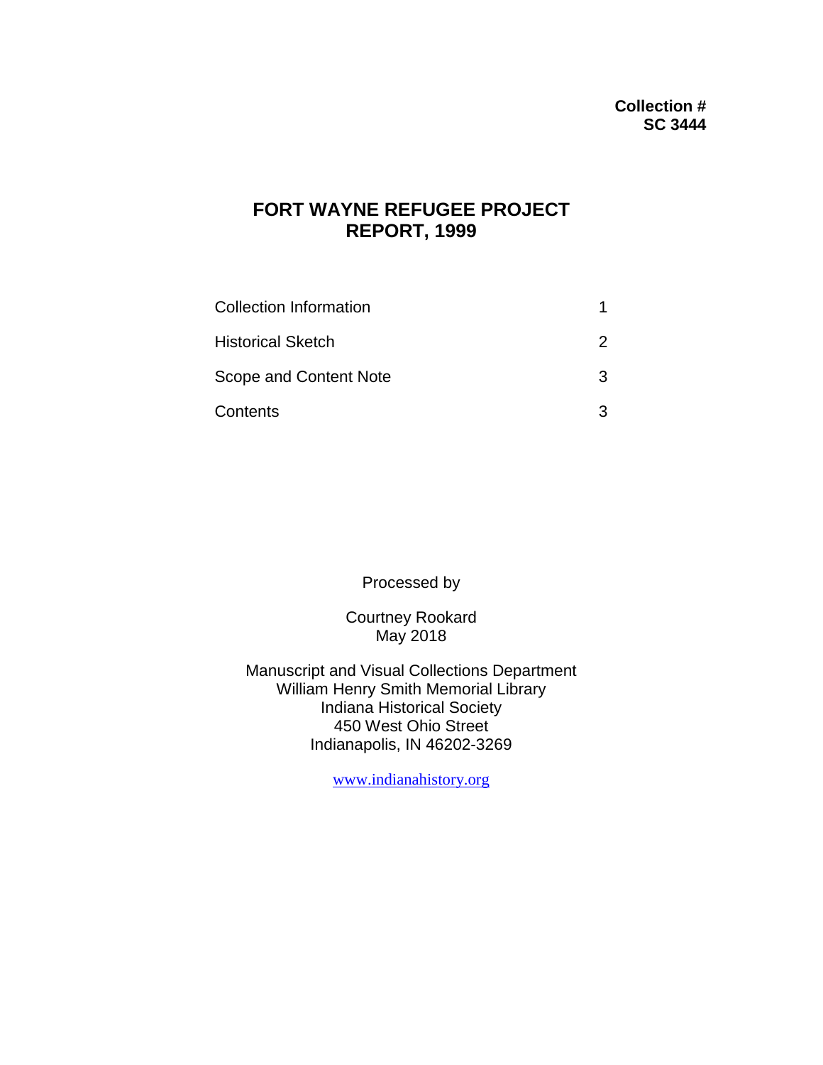**Collection #**
**SC 3444**

# FORT WAYNE REFUGEE PROJECT REPORT, 1999

| | |
|---|---|
| Collection Information | 1 |
| Historical Sketch | 2 |
| Scope and Content Note | 3 |
| Contents | 3 |

Processed by

Courtney Rookard
May 2018

Manuscript and Visual Collections Department
William Henry Smith Memorial Library
Indiana Historical Society
450 West Ohio Street
Indianapolis, IN 46202-3269

www.indianahistory.org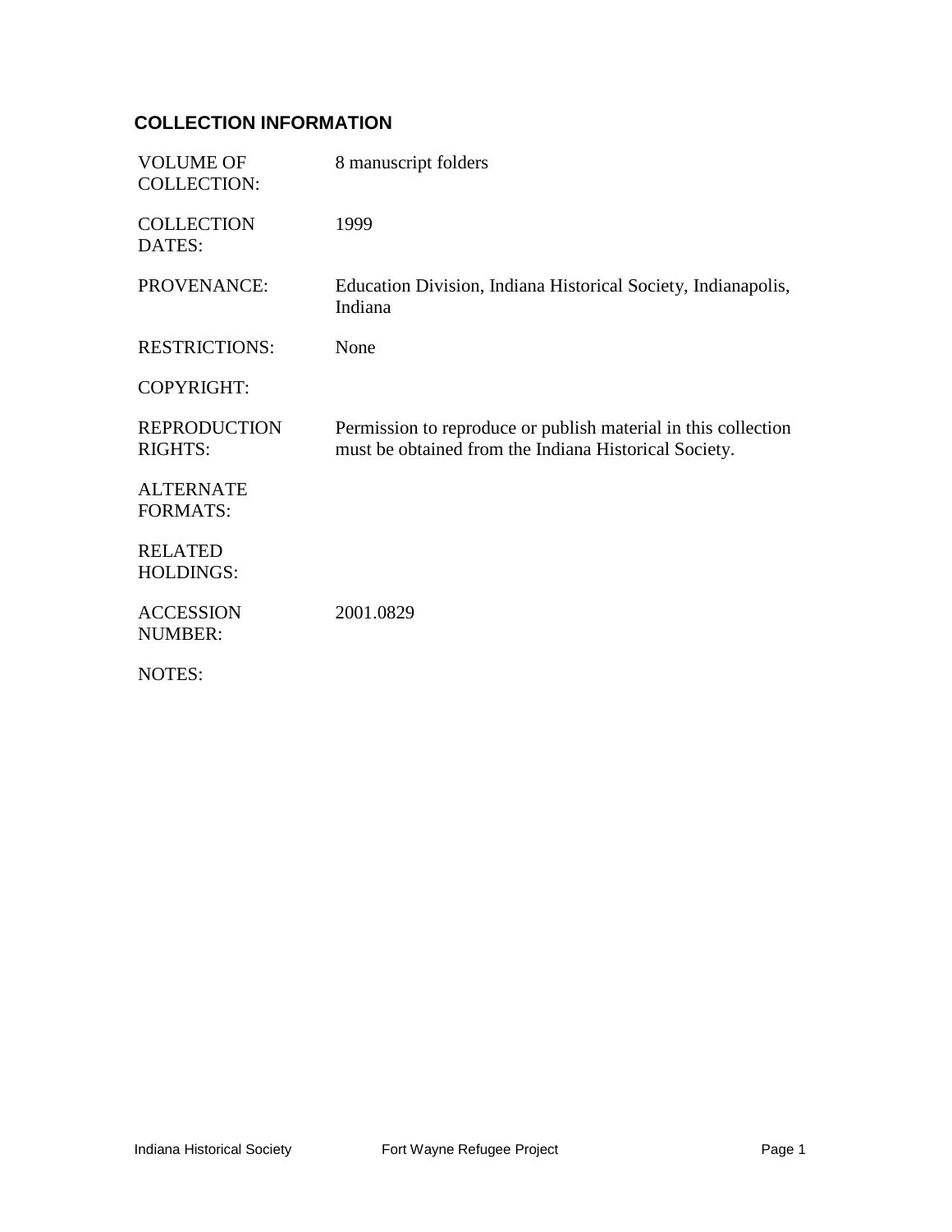## COLLECTION INFORMATION

| | |
|---|---|
| VOLUME OF COLLECTION: | 8 manuscript folders |
| COLLECTION DATES: | 1999 |
| PROVENANCE: | Education Division, Indiana Historical Society, Indianapolis, Indiana |
| RESTRICTIONS: | None |
| COPYRIGHT: | |
| REPRODUCTION RIGHTS: | Permission to reproduce or publish material in this collection must be obtained from the Indiana Historical Society. |
| ALTERNATE FORMATS: | |
| RELATED HOLDINGS: | |
| ACCESSION NUMBER: | 2001.0829 |
| NOTES: | |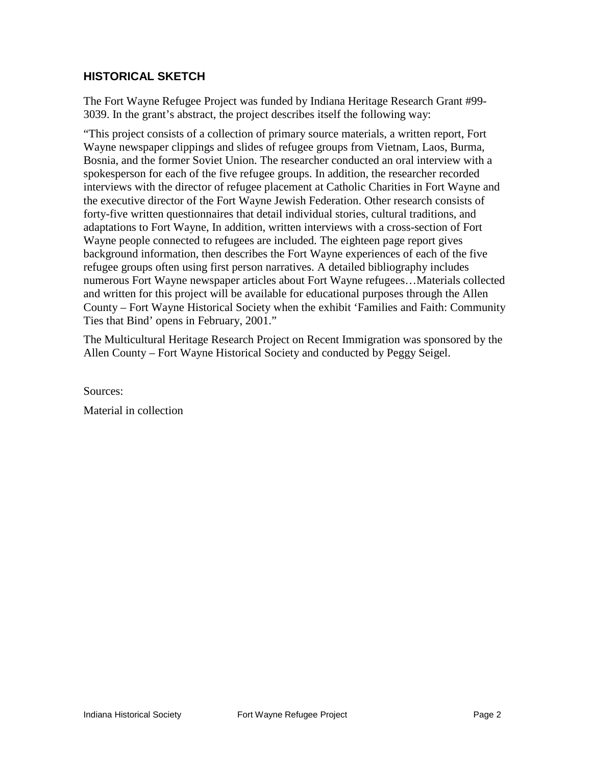## HISTORICAL SKETCH

The Fort Wayne Refugee Project was funded by Indiana Heritage Research Grant #99-3039. In the grant's abstract, the project describes itself the following way:

"This project consists of a collection of primary source materials, a written report, Fort Wayne newspaper clippings and slides of refugee groups from Vietnam, Laos, Burma, Bosnia, and the former Soviet Union. The researcher conducted an oral interview with a spokesperson for each of the five refugee groups. In addition, the researcher recorded interviews with the director of refugee placement at Catholic Charities in Fort Wayne and the executive director of the Fort Wayne Jewish Federation. Other research consists of forty-five written questionnaires that detail individual stories, cultural traditions, and adaptations to Fort Wayne, In addition, written interviews with a cross-section of Fort Wayne people connected to refugees are included. The eighteen page report gives background information, then describes the Fort Wayne experiences of each of the five refugee groups often using first person narratives. A detailed bibliography includes numerous Fort Wayne newspaper articles about Fort Wayne refugees…Materials collected and written for this project will be available for educational purposes through the Allen County – Fort Wayne Historical Society when the exhibit 'Families and Faith: Community Ties that Bind' opens in February, 2001."

The Multicultural Heritage Research Project on Recent Immigration was sponsored by the Allen County – Fort Wayne Historical Society and conducted by Peggy Seigel.

Sources:

Material in collection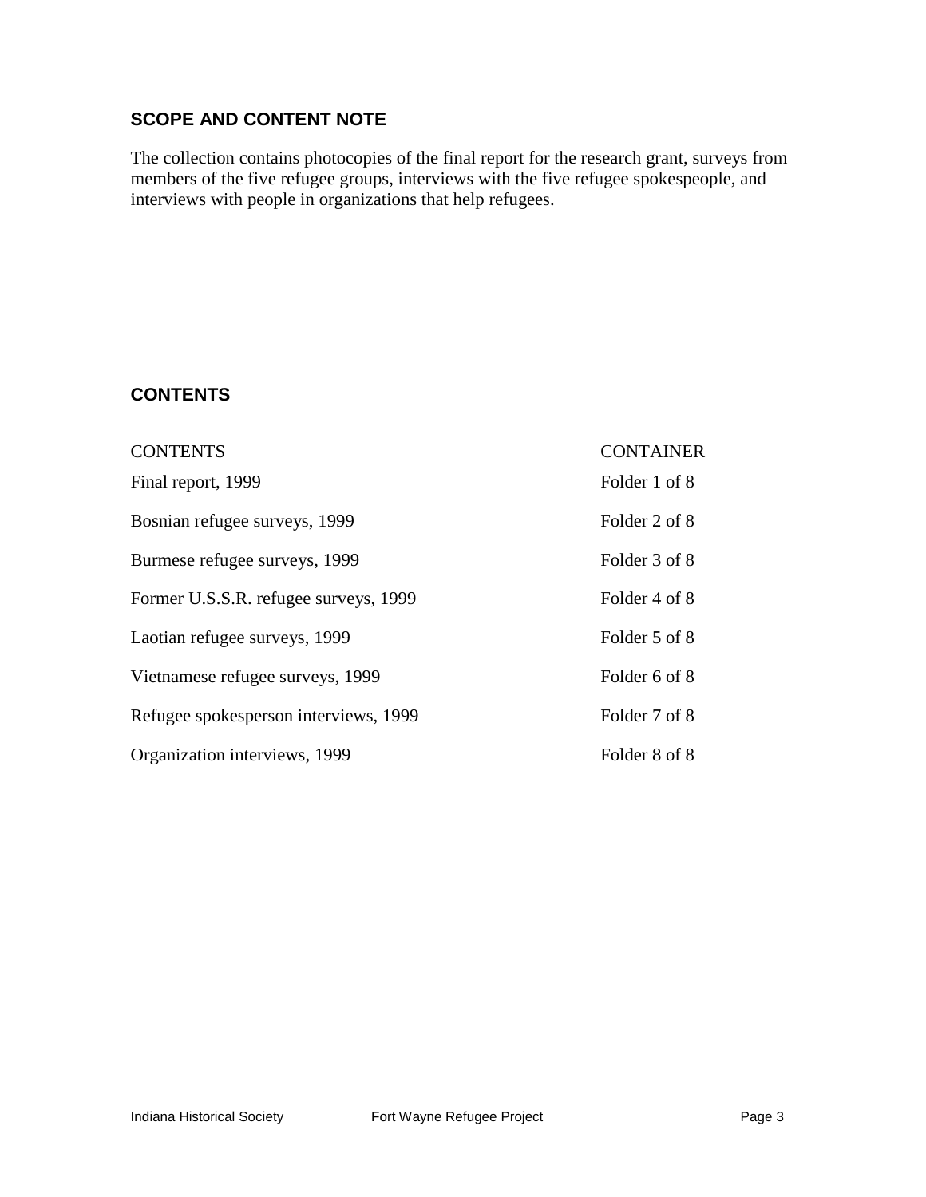## SCOPE AND CONTENT NOTE

The collection contains photocopies of the final report for the research grant, surveys from members of the five refugee groups, interviews with the five refugee spokespeople, and interviews with people in organizations that help refugees.

## CONTENTS

| CONTENTS | CONTAINER |
|---|---|
| Final report, 1999 | Folder 1 of 8 |
| Bosnian refugee surveys, 1999 | Folder 2 of 8 |
| Burmese refugee surveys, 1999 | Folder 3 of 8 |
| Former U.S.S.R. refugee surveys, 1999 | Folder 4 of 8 |
| Laotian refugee surveys, 1999 | Folder 5 of 8 |
| Vietnamese refugee surveys, 1999 | Folder 6 of 8 |
| Refugee spokesperson interviews, 1999 | Folder 7 of 8 |
| Organization interviews, 1999 | Folder 8 of 8 |